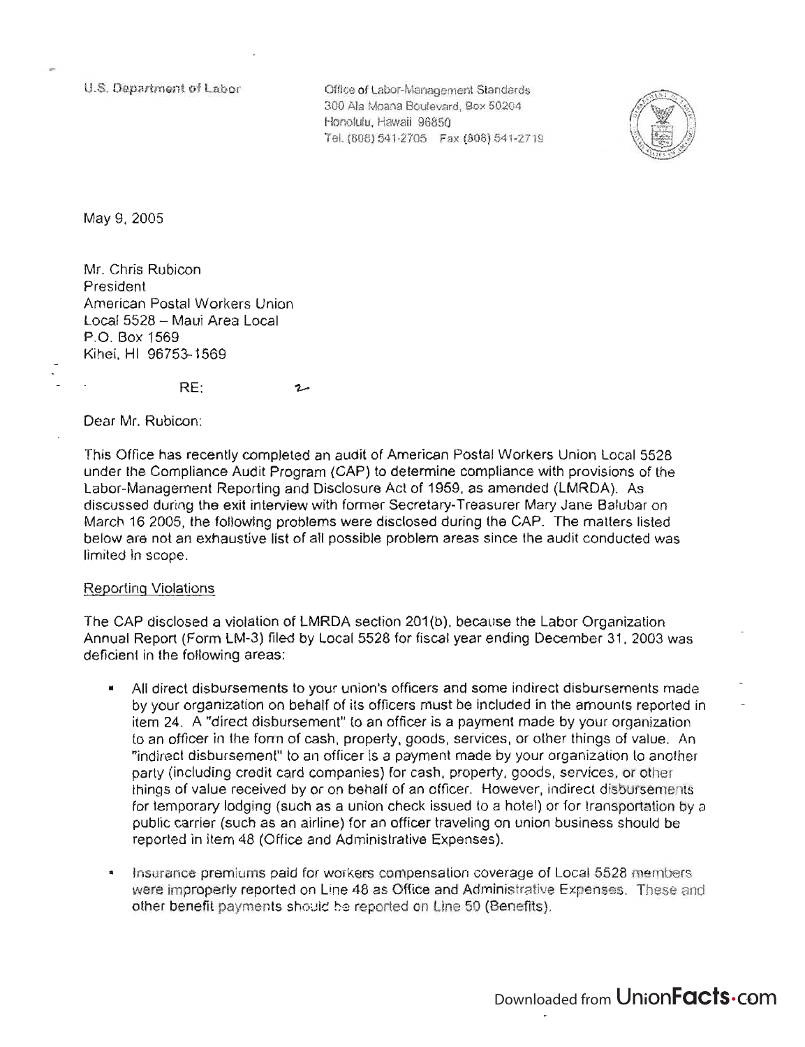U.S. Department of Labor

Office of Labor-Management Standards
300 Ala Moana Boulevard, Box 50204
Honolulu, Hawaii 96850
Tel. (808) 541-2705 Fax (808) 541-2719

May 9, 2005

Mr. Chris Rubicon
President
American Postal Workers Union
Local 5528 – Maui Area Local
P.O. Box 1569
Kihei, HI 96753-1569

RE:

Dear Mr. Rubicon:

This Office has recently completed an audit of American Postal Workers Union Local 5528 under the Compliance Audit Program (CAP) to determine compliance with provisions of the Labor-Management Reporting and Disclosure Act of 1959, as amended (LMRDA). As discussed during the exit interview with former Secretary-Treasurer Mary Jane Balubar on March 16 2005, the following problems were disclosed during the CAP. The matters listed below are not an exhaustive list of all possible problem areas since the audit conducted was limited in scope.

Reporting Violations

The CAP disclosed a violation of LMRDA section 201(b), because the Labor Organization Annual Report (Form LM-3) filed by Local 5528 for fiscal year ending December 31, 2003 was deficient in the following areas:

- All direct disbursements to your union's officers and some indirect disbursements made by your organization on behalf of its officers must be included in the amounts reported in item 24. A "direct disbursement" to an officer is a payment made by your organization to an officer in the form of cash, property, goods, services, or other things of value. An "indirect disbursement" to an officer is a payment made by your organization to another party (including credit card companies) for cash, property, goods, services, or other things of value received by or on behalf of an officer. However, indirect disbursements for temporary lodging (such as a union check issued to a hotel) or for transportation by a public carrier (such as an airline) for an officer traveling on union business should be reported in item 48 (Office and Administrative Expenses).
- Insurance premiums paid for workers compensation coverage of Local 5528 members were improperly reported on Line 48 as Office and Administrative Expenses. These and other benefit payments should be reported on Line 50 (Benefits).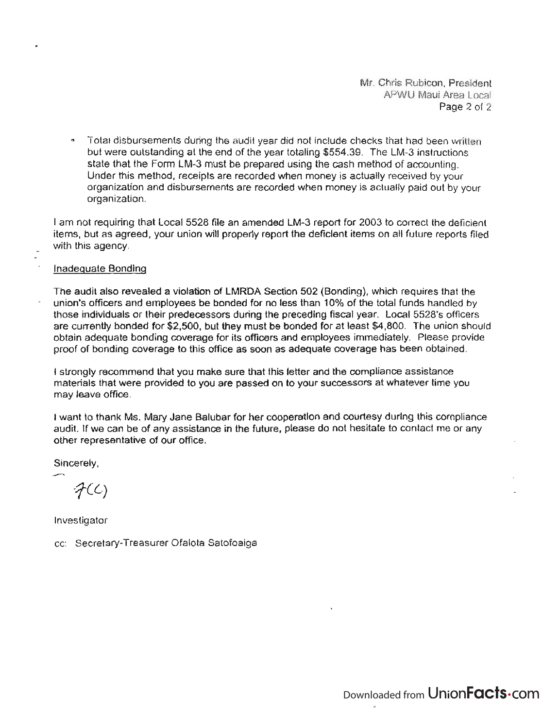- Total disbursements during the audit year did not include checks that had been written but were outstanding at the end of the year totaling $554.39. The LM-3 instructions state that the Form LM-3 must be prepared using the cash method of accounting. Under this method, receipts are recorded when money is actually received by your organization and disbursements are recorded when money is actually paid out by your organization.

I am not requiring that Local 5528 file an amended LM-3 report for 2003 to correct the deficient items, but as agreed, your union will properly report the deficient items on all future reports filed with this agency.

Inadequate Bonding

The audit also revealed a violation of LMRDA Section 502 (Bonding), which requires that the union's officers and employees be bonded for no less than 10% of the total funds handled by those individuals or their predecessors during the preceding fiscal year. Local 5528's officers are currently bonded for $2,500, but they must be bonded for at least $4,800. The union should obtain adequate bonding coverage for its officers and employees immediately. Please provide proof of bonding coverage to this office as soon as adequate coverage has been obtained.

I strongly recommend that you make sure that this letter and the compliance assistance materials that were provided to you are passed on to your successors at whatever time you may leave office.

I want to thank Ms. Mary Jane Balubar for her cooperation and courtesy during this compliance audit. If we can be of any assistance in the future, please do not hesitate to contact me or any other representative of our office.

Sincerely,

7(C)

Investigator

cc: Secretary-Treasurer Ofalota Satofoaiga